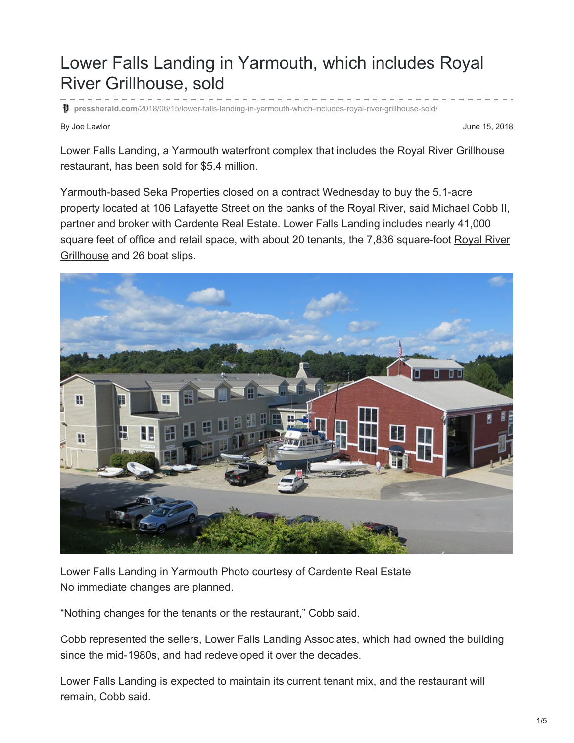# Lower Falls Landing in Yarmouth, which includes Royal River Grillhouse, sold

pressherald.com/2018/06/15/lower-falls-landing-in-yarmouth-which-includes-royal-river-grillhouse-sold/

By Joe Lawlor

June 15, 2018

Lower Falls Landing, a Yarmouth waterfront complex that includes the Royal River Grillhouse restaurant, has been sold for $5.4 million.

Yarmouth-based Seka Properties closed on a contract Wednesday to buy the 5.1-acre property located at 106 Lafayette Street on the banks of the Royal River, said Michael Cobb II, partner and broker with Cardente Real Estate. Lower Falls Landing includes nearly 41,000 square feet of office and retail space, with about 20 tenants, the 7,836 square-foot Royal River Grillhouse and 26 boat slips.

Lower Falls Landing in Yarmouth Photo courtesy of Cardente Real Estate

No immediate changes are planned.

"Nothing changes for the tenants or the restaurant," Cobb said.

Cobb represented the sellers, Lower Falls Landing Associates, which had owned the building since the mid-1980s, and had redeveloped it over the decades.

Lower Falls Landing is expected to maintain its current tenant mix, and the restaurant will remain, Cobb said.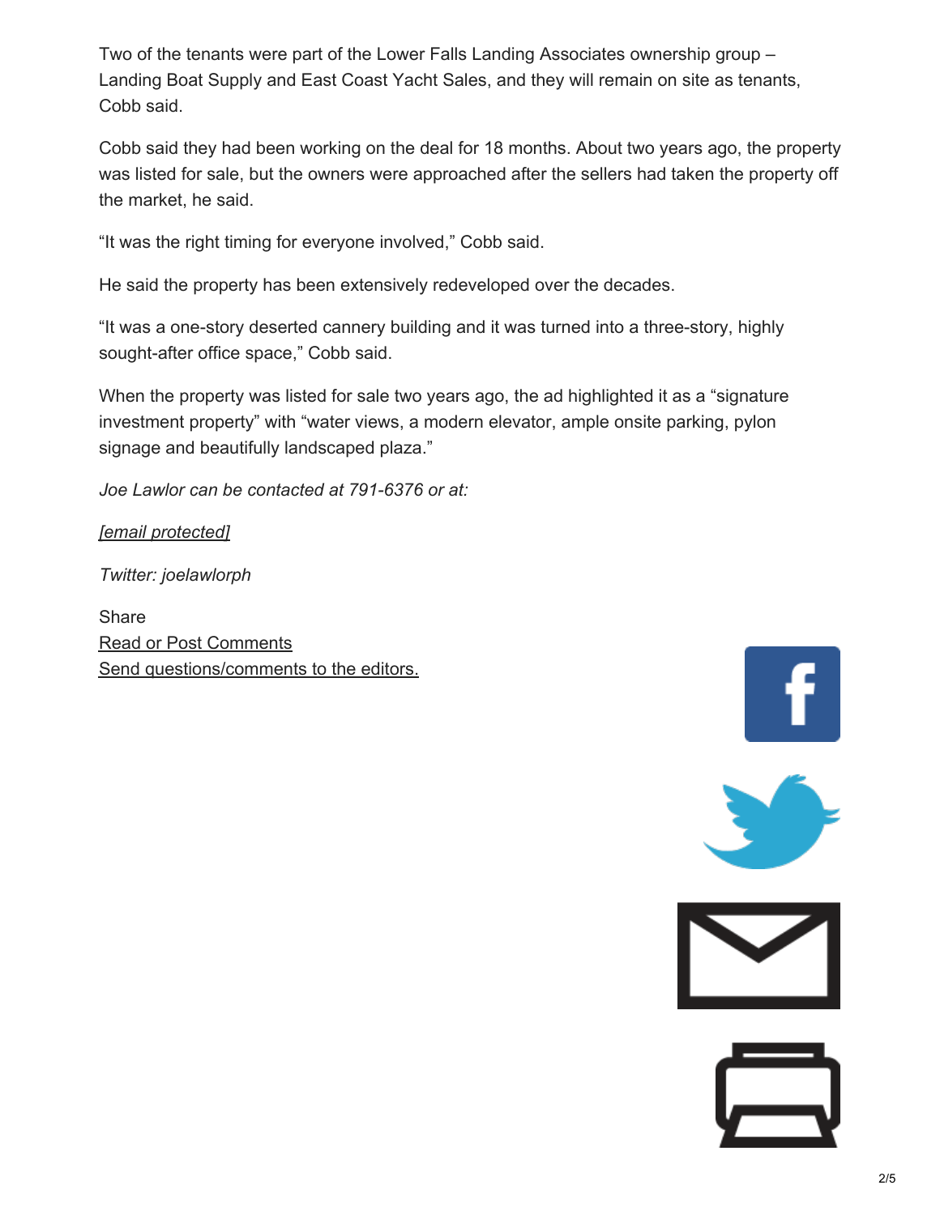Two of the tenants were part of the Lower Falls Landing Associates ownership group – Landing Boat Supply and East Coast Yacht Sales, and they will remain on site as tenants, Cobb said.

Cobb said they had been working on the deal for 18 months. About two years ago, the property was listed for sale, but the owners were approached after the sellers had taken the property off the market, he said.

"It was the right timing for everyone involved," Cobb said.

He said the property has been extensively redeveloped over the decades.

"It was a one-story deserted cannery building and it was turned into a three-story, highly sought-after office space," Cobb said.

When the property was listed for sale two years ago, the ad highlighted it as a "signature investment property" with "water views, a modern elevator, ample onsite parking, pylon signage and beautifully landscaped plaza."

*Joe Lawlor can be contacted at 791-6376 or at:*

*[email protected]*

*Twitter: joelawlorph*

Share
Read or Post Comments
Send questions/comments to the editors.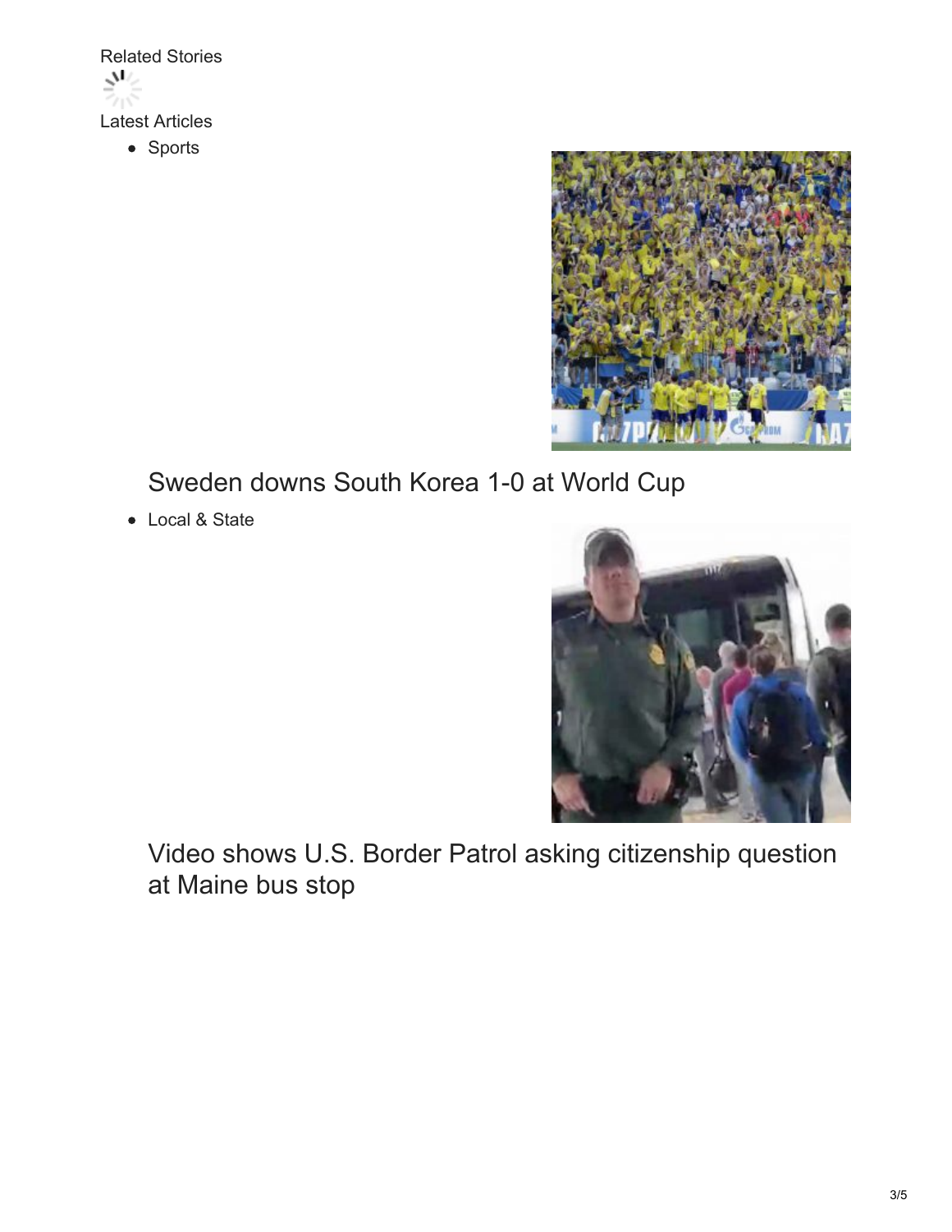Related Stories

Latest Articles

- Sports

  Sweden downs South Korea 1-0 at World Cup

- Local & State

  Video shows U.S. Border Patrol asking citizenship question at Maine bus stop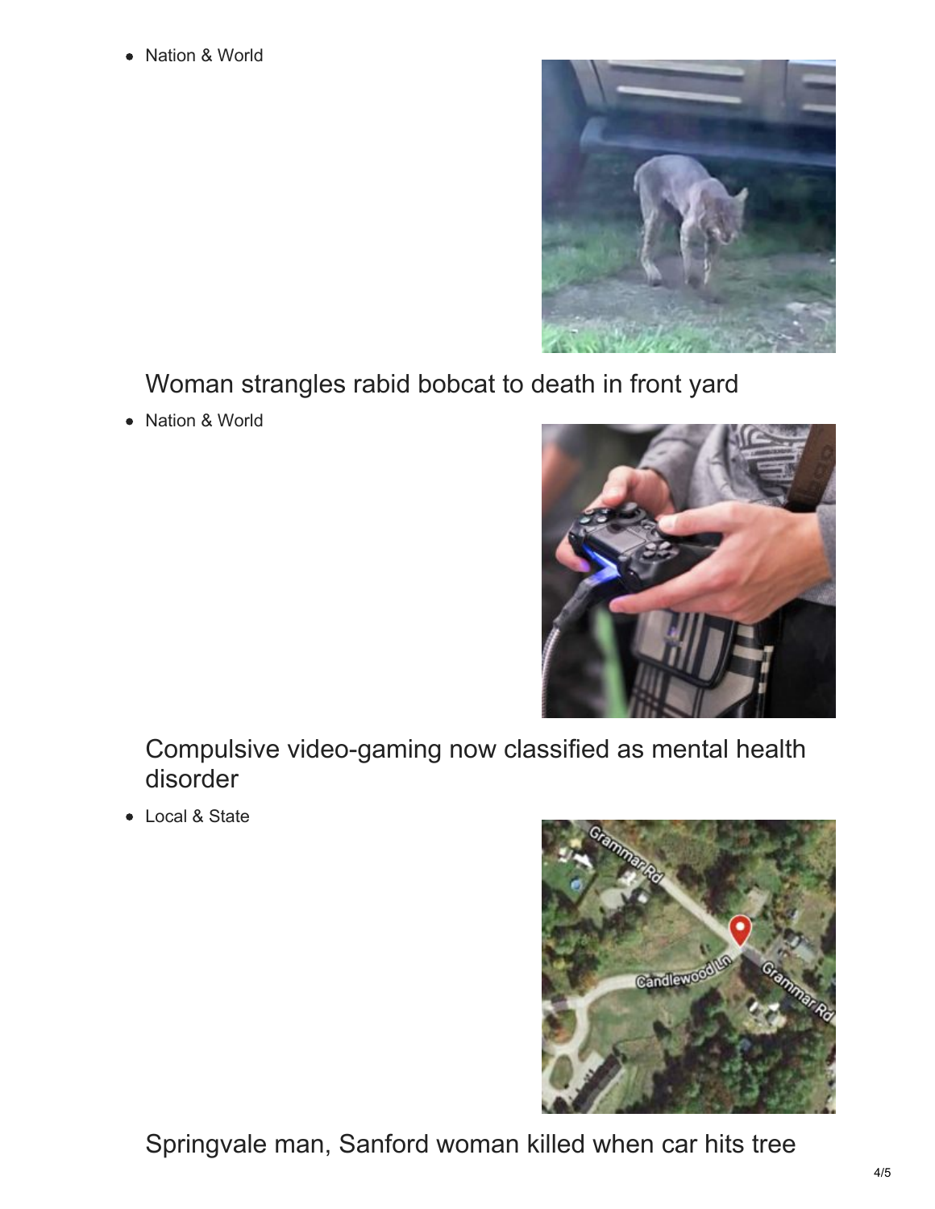- Nation & World

Woman strangles rabid bobcat to death in front yard

- Nation & World

Compulsive video-gaming now classified as mental health disorder

- Local & State

Springvale man, Sanford woman killed when car hits tree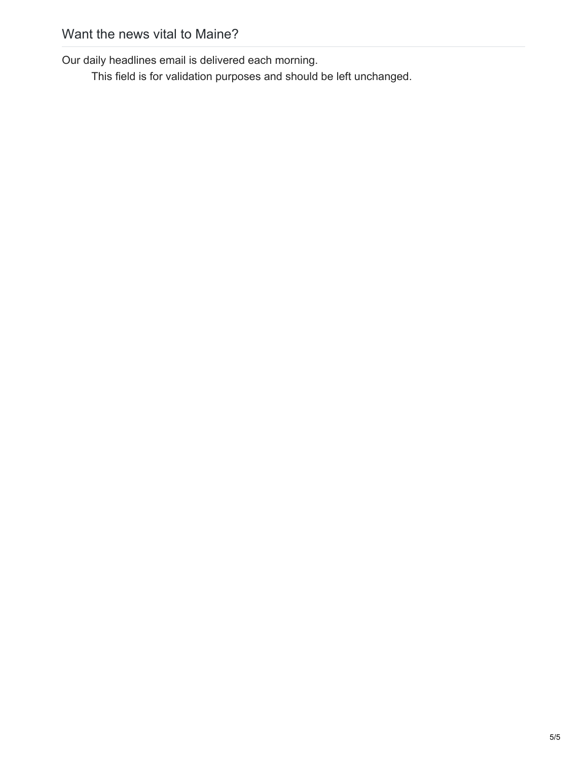## Want the news vital to Maine?

Our daily headlines email is delivered each morning.

This field is for validation purposes and should be left unchanged.